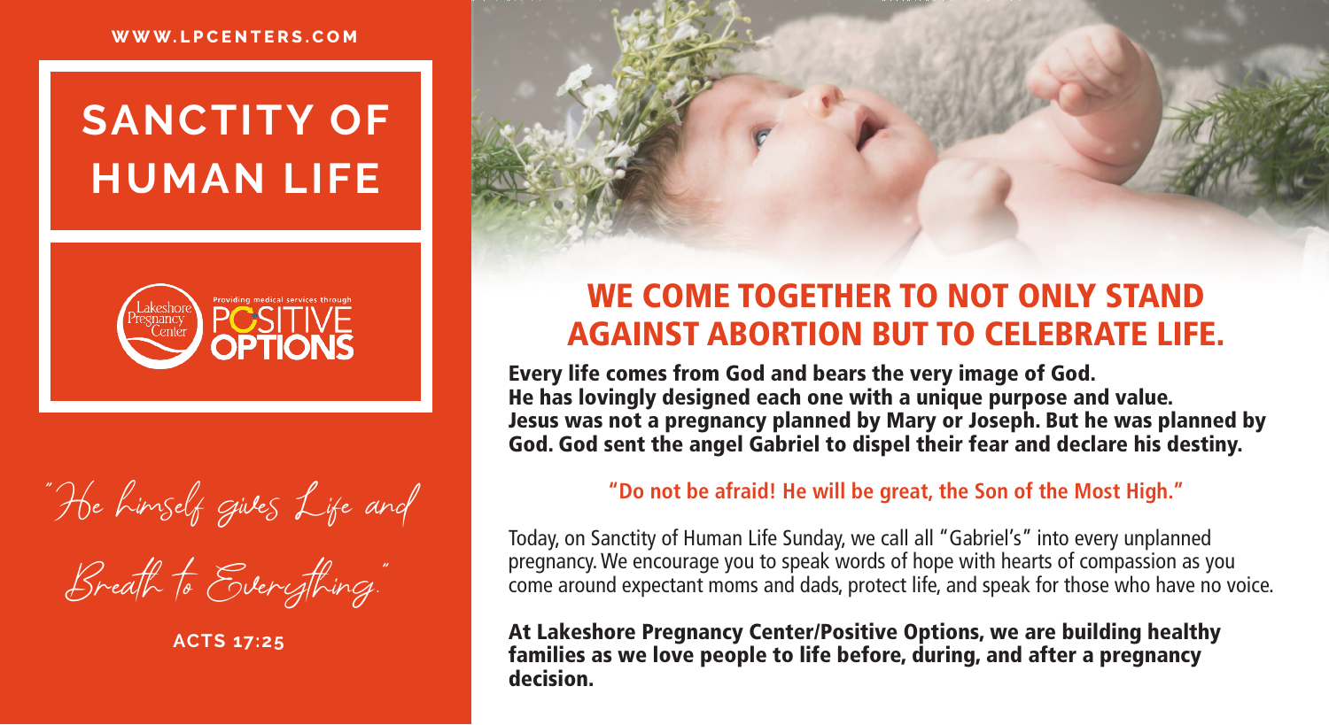WWW.LPCENTERS.COM

# SANCTITY OF HUMAN LIFE

Lakeshore Pregnancy Center

Providing medical services through POSITIVE OPTIONS

*"He himself gives Life and Breath to Everything."*

**ACTS 17:25**

## WE COME TOGETHER TO NOT ONLY STAND AGAINST ABORTION BUT TO CELEBRATE LIFE.

**Every life comes from God and bears the very image of God. He has lovingly designed each one with a unique purpose and value. Jesus was not a pregnancy planned by Mary or Joseph. But he was planned by God. God sent the angel Gabriel to dispel their fear and declare his destiny.**

**"Do not be afraid! He will be great, the Son of the Most High."**

Today, on Sanctity of Human Life Sunday, we call all "Gabriel's" into every unplanned pregnancy. We encourage you to speak words of hope with hearts of compassion as you come around expectant moms and dads, protect life, and speak for those who have no voice.

**At Lakeshore Pregnancy Center/Positive Options, we are building healthy families as we love people to life before, during, and after a pregnancy decision.**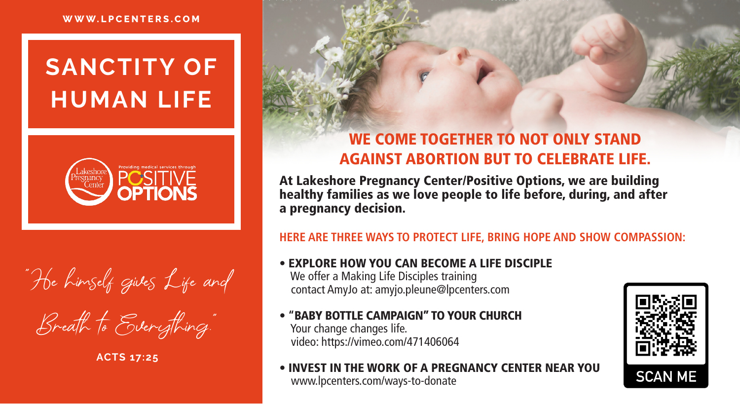WWW.LPCENTERS.COM

# SANCTITY OF HUMAN LIFE

Lakeshore Pregnancy Center

Providing medical services through POSITIVE OPTIONS

*"He himself gives Life and Breath to Everything."*

**ACTS 17:25**

## WE COME TOGETHER TO NOT ONLY STAND AGAINST ABORTION BUT TO CELEBRATE LIFE.

**At Lakeshore Pregnancy Center/Positive Options, we are building healthy families as we love people to life before, during, and after a pregnancy decision.**

### HERE ARE THREE WAYS TO PROTECT LIFE, BRING HOPE AND SHOW COMPASSION:

- **EXPLORE HOW YOU CAN BECOME A LIFE DISCIPLE**
  We offer a Making Life Disciples training
  contact AmyJo at: amyjo.pleune@lpcenters.com
- **"BABY BOTTLE CAMPAIGN" TO YOUR CHURCH**
  Your change changes life.
  video: https://vimeo.com/471406064
- **INVEST IN THE WORK OF A PREGNANCY CENTER NEAR YOU**
  www.lpcenters.com/ways-to-donate

SCAN ME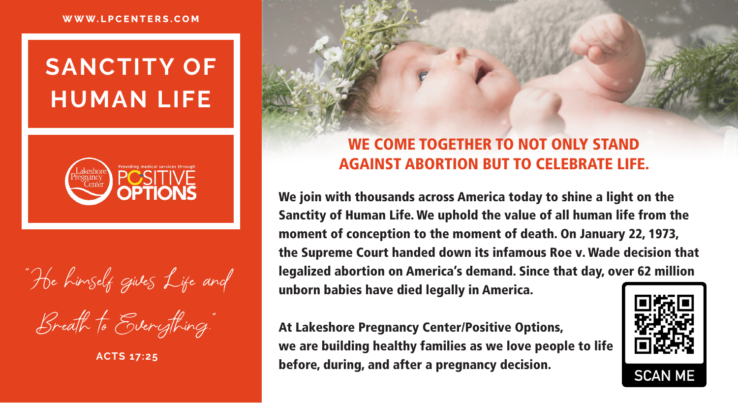WWW.LPCENTERS.COM

# SANCTITY OF HUMAN LIFE

Lakeshore Pregnancy Center

Providing medical services through

POSITIVE OPTIONS

*"He himself gives Life and Breath to Everything."*

**ACTS 17:25**

## WE COME TOGETHER TO NOT ONLY STAND AGAINST ABORTION BUT TO CELEBRATE LIFE.

**We join with thousands across America today to shine a light on the Sanctity of Human Life. We uphold the value of all human life from the moment of conception to the moment of death. On January 22, 1973, the Supreme Court handed down its infamous Roe v. Wade decision that legalized abortion on America's demand. Since that day, over 62 million unborn babies have died legally in America.**

**At Lakeshore Pregnancy Center/Positive Options, we are building healthy families as we love people to life before, during, and after a pregnancy decision.**

SCAN ME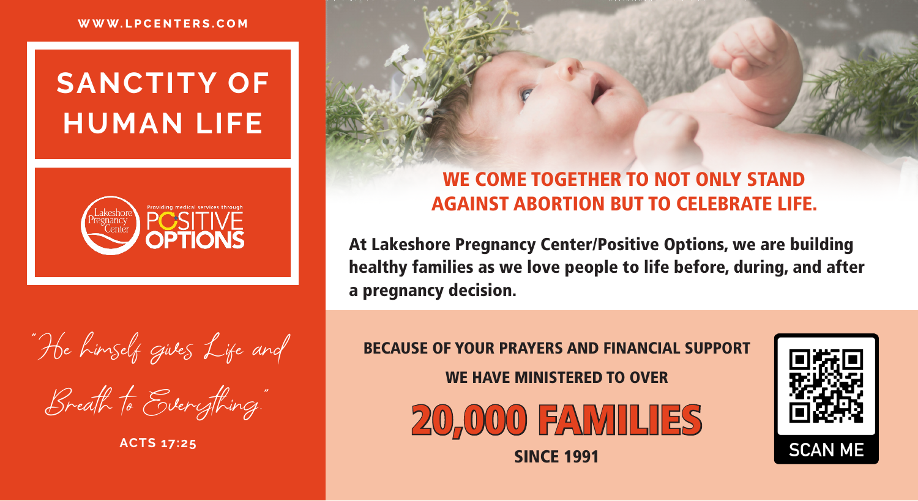WWW.LPCENTERS.COM

# SANCTITY OF HUMAN LIFE

Lakeshore Pregnancy Center

Providing medical services through POSITIVE OPTIONS

*"He himself gives Life and Breath to Everything."*

**ACTS 17:25**

## WE COME TOGETHER TO NOT ONLY STAND AGAINST ABORTION BUT TO CELEBRATE LIFE.

**At Lakeshore Pregnancy Center/Positive Options, we are building healthy families as we love people to life before, during, and after a pregnancy decision.**

**BECAUSE OF YOUR PRAYERS AND FINANCIAL SUPPORT**

**WE HAVE MINISTERED TO OVER**

# 20,000 FAMILIES

**SINCE 1991**

SCAN ME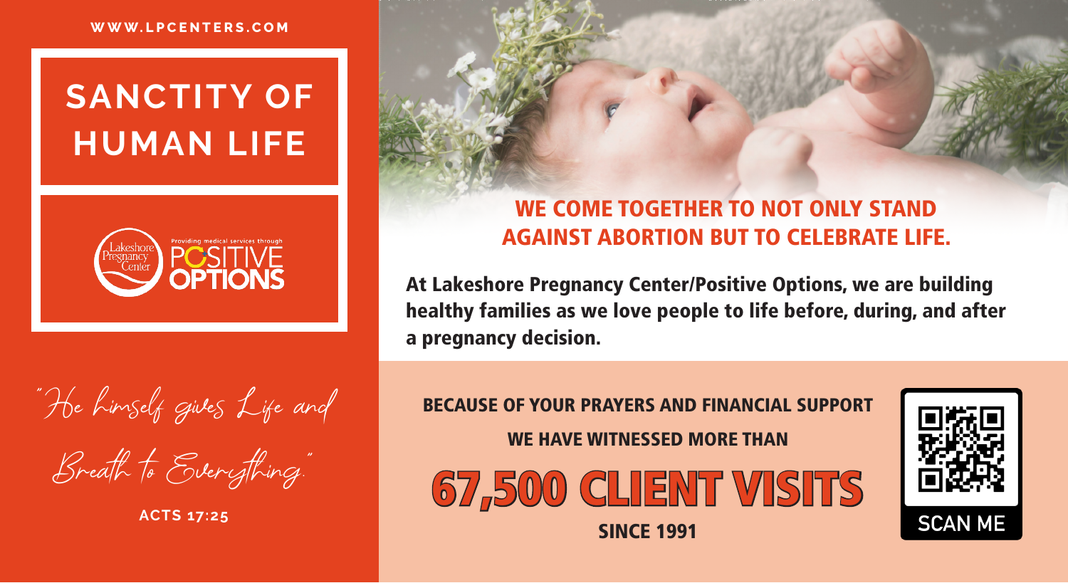WWW.LPCENTERS.COM

# SANCTITY OF HUMAN LIFE

Lakeshore Pregnancy Center

Providing medical services through POSITIVE OPTIONS

*"He himself gives Life and Breath to Everything."*

**ACTS 17:25**

## WE COME TOGETHER TO NOT ONLY STAND AGAINST ABORTION BUT TO CELEBRATE LIFE.

**At Lakeshore Pregnancy Center/Positive Options, we are building healthy families as we love people to life before, during, and after a pregnancy decision.**

**BECAUSE OF YOUR PRAYERS AND FINANCIAL SUPPORT**

**WE HAVE WITNESSED MORE THAN**

# 67,500 CLIENT VISITS

**SINCE 1991**

SCAN ME